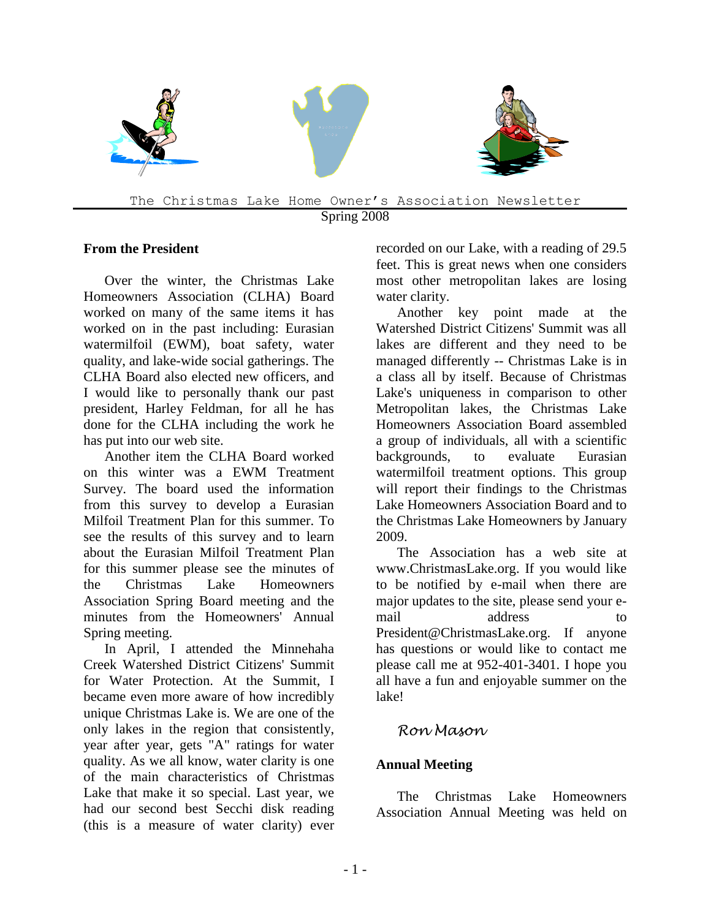The Christmas Lake Home Owner's Association Newsletter

Spring 2008

## From the President

Over the winter, the Christmas Lake Homeowners Association (CLHA) Board worked on many of the same items it has worked on in the past including: Eurasian watermilfoil (EWM), boat safety, water quality, and lake-wide social gatherings. The CLHA Board also elected new officers, and I would like to personally thank our past president, Harley Feldman, for all he has done for the CLHA including the work he has put into our web site.

Another item the CLHA Board worked on this winter was a EWM Treatment Survey. The board used the information from this survey to develop a Eurasian Milfoil Treatment Plan for this summer. To see the results of this survey and to learn about the Eurasian Milfoil Treatment Plan for this summer please see the minutes of the Christmas Lake Homeowners Association Spring Board meeting and the minutes from the Homeowners' Annual Spring meeting.

In April, I attended the Minnehaha Creek Watershed District Citizens' Summit for Water Protection. At the Summit, I became even more aware of how incredibly unique Christmas Lake is. We are one of the only lakes in the region that consistently, year after year, gets "A" ratings for water quality. As we all know, water clarity is one of the main characteristics of Christmas Lake that make it so special. Last year, we had our second best Secchi disk reading (this is a measure of water clarity) ever recorded on our Lake, with a reading of 29.5 feet. This is great news when one considers most other metropolitan lakes are losing water clarity.

Another key point made at the Watershed District Citizens' Summit was all lakes are different and they need to be managed differently -- Christmas Lake is in a class all by itself. Because of Christmas Lake's uniqueness in comparison to other Metropolitan lakes, the Christmas Lake Homeowners Association Board assembled a group of individuals, all with a scientific backgrounds, to evaluate Eurasian watermilfoil treatment options. This group will report their findings to the Christmas Lake Homeowners Association Board and to the Christmas Lake Homeowners by January 2009.

The Association has a web site at www.ChristmasLake.org. If you would like to be notified by e-mail when there are major updates to the site, please send your e-mail address to President@ChristmasLake.org. If anyone has questions or would like to contact me please call me at 952-401-3401. I hope you all have a fun and enjoyable summer on the lake!

*Ron Mason*

## Annual Meeting

The Christmas Lake Homeowners Association Annual Meeting was held on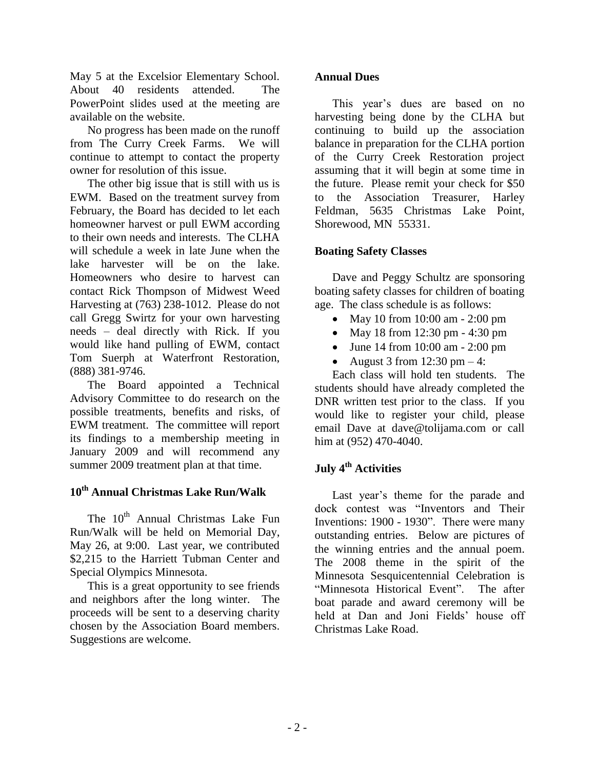May 5 at the Excelsior Elementary School. About 40 residents attended. The PowerPoint slides used at the meeting are available on the website.

No progress has been made on the runoff from The Curry Creek Farms. We will continue to attempt to contact the property owner for resolution of this issue.

The other big issue that is still with us is EWM. Based on the treatment survey from February, the Board has decided to let each homeowner harvest or pull EWM according to their own needs and interests. The CLHA will schedule a week in late June when the lake harvester will be on the lake. Homeowners who desire to harvest can contact Rick Thompson of Midwest Weed Harvesting at (763) 238-1012. Please do not call Gregg Swirtz for your own harvesting needs – deal directly with Rick. If you would like hand pulling of EWM, contact Tom Suerph at Waterfront Restoration, (888) 381-9746.

The Board appointed a Technical Advisory Committee to do research on the possible treatments, benefits and risks, of EWM treatment. The committee will report its findings to a membership meeting in January 2009 and will recommend any summer 2009 treatment plan at that time.

## 10th Annual Christmas Lake Run/Walk

The 10th Annual Christmas Lake Fun Run/Walk will be held on Memorial Day, May 26, at 9:00. Last year, we contributed $2,215 to the Harriett Tubman Center and Special Olympics Minnesota.

This is a great opportunity to see friends and neighbors after the long winter. The proceeds will be sent to a deserving charity chosen by the Association Board members. Suggestions are welcome.

## Annual Dues

This year's dues are based on no harvesting being done by the CLHA but continuing to build up the association balance in preparation for the CLHA portion of the Curry Creek Restoration project assuming that it will begin at some time in the future. Please remit your check for $50 to the Association Treasurer, Harley Feldman, 5635 Christmas Lake Point, Shorewood, MN 55331.

## Boating Safety Classes

Dave and Peggy Schultz are sponsoring boating safety classes for children of boating age. The class schedule is as follows:

- May 10 from 10:00 am - 2:00 pm
- May 18 from 12:30 pm - 4:30 pm
- June 14 from 10:00 am - 2:00 pm
- August 3 from 12:30 pm – 4:

Each class will hold ten students. The students should have already completed the DNR written test prior to the class. If you would like to register your child, please email Dave at dave@tolijama.com or call him at (952) 470-4040.

## July 4th Activities

Last year's theme for the parade and dock contest was "Inventors and Their Inventions: 1900 - 1930". There were many outstanding entries. Below are pictures of the winning entries and the annual poem. The 2008 theme in the spirit of the Minnesota Sesquicentennial Celebration is "Minnesota Historical Event". The after boat parade and award ceremony will be held at Dan and Joni Fields' house off Christmas Lake Road.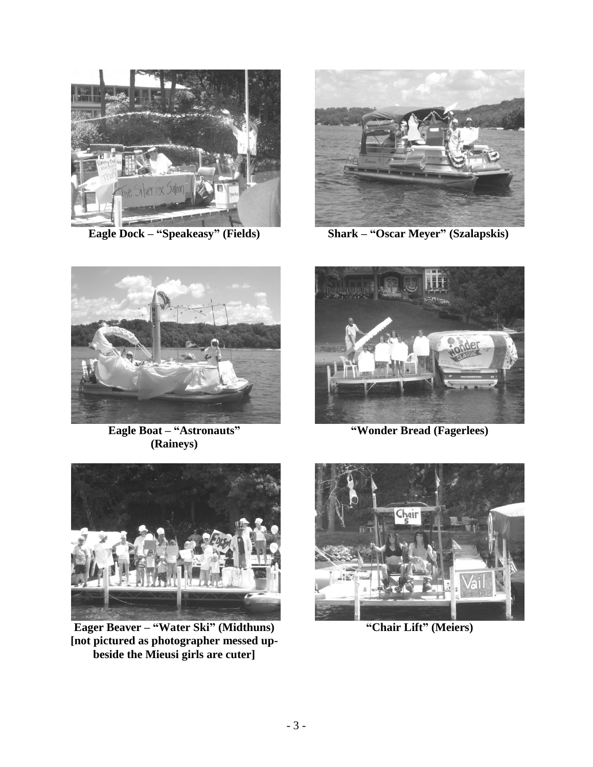**Eagle Dock – "Speakeasy" (Fields)**

**Shark – "Oscar Meyer" (Szalapskis)**

**Eagle Boat – "Astronauts" (Raineys)**

**"Wonder Bread (Fagerlees)**

**Eager Beaver – "Water Ski" (Midthuns) [not pictured as photographer messed up- beside the Mieusi girls are cuter]**

**"Chair Lift" (Meiers)**